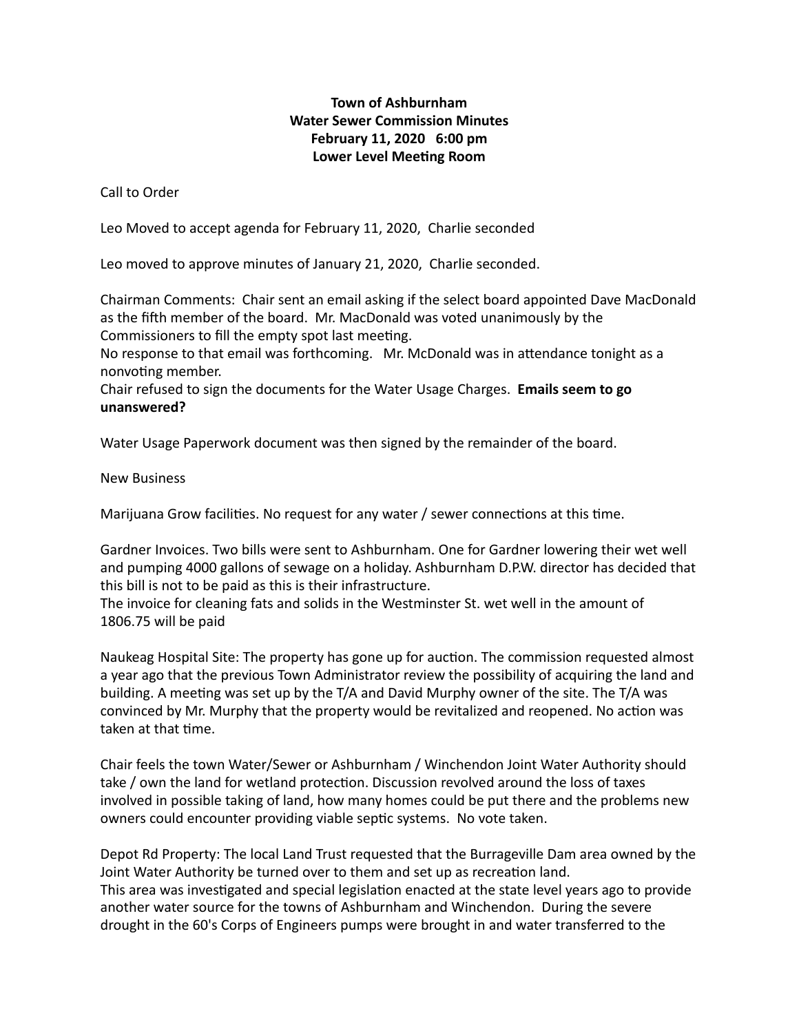**Town of Ashburnham**
**Water Sewer Commission Minutes**
**February 11, 2020 6:00 pm**
**Lower Level Meeting Room**

Call to Order

Leo Moved to accept agenda for February 11, 2020, Charlie seconded

Leo moved to approve minutes of January 21, 2020, Charlie seconded.

Chairman Comments: Chair sent an email asking if the select board appointed Dave MacDonald as the fifth member of the board. Mr. MacDonald was voted unanimously by the Commissioners to fill the empty spot last meeting.
No response to that email was forthcoming. Mr. McDonald was in attendance tonight as a nonvoting member.
Chair refused to sign the documents for the Water Usage Charges. **Emails seem to go unanswered?**

Water Usage Paperwork document was then signed by the remainder of the board.

New Business

Marijuana Grow facilities. No request for any water / sewer connections at this time.

Gardner Invoices. Two bills were sent to Ashburnham. One for Gardner lowering their wet well and pumping 4000 gallons of sewage on a holiday. Ashburnham D.P.W. director has decided that this bill is not to be paid as this is their infrastructure.
The invoice for cleaning fats and solids in the Westminster St. wet well in the amount of 1806.75 will be paid

Naukeag Hospital Site: The property has gone up for auction. The commission requested almost a year ago that the previous Town Administrator review the possibility of acquiring the land and building. A meeting was set up by the T/A and David Murphy owner of the site. The T/A was convinced by Mr. Murphy that the property would be revitalized and reopened. No action was taken at that time.

Chair feels the town Water/Sewer or Ashburnham / Winchendon Joint Water Authority should take / own the land for wetland protection. Discussion revolved around the loss of taxes involved in possible taking of land, how many homes could be put there and the problems new owners could encounter providing viable septic systems. No vote taken.

Depot Rd Property: The local Land Trust requested that the Burrageville Dam area owned by the Joint Water Authority be turned over to them and set up as recreation land.
This area was investigated and special legislation enacted at the state level years ago to provide another water source for the towns of Ashburnham and Winchendon. During the severe drought in the 60's Corps of Engineers pumps were brought in and water transferred to the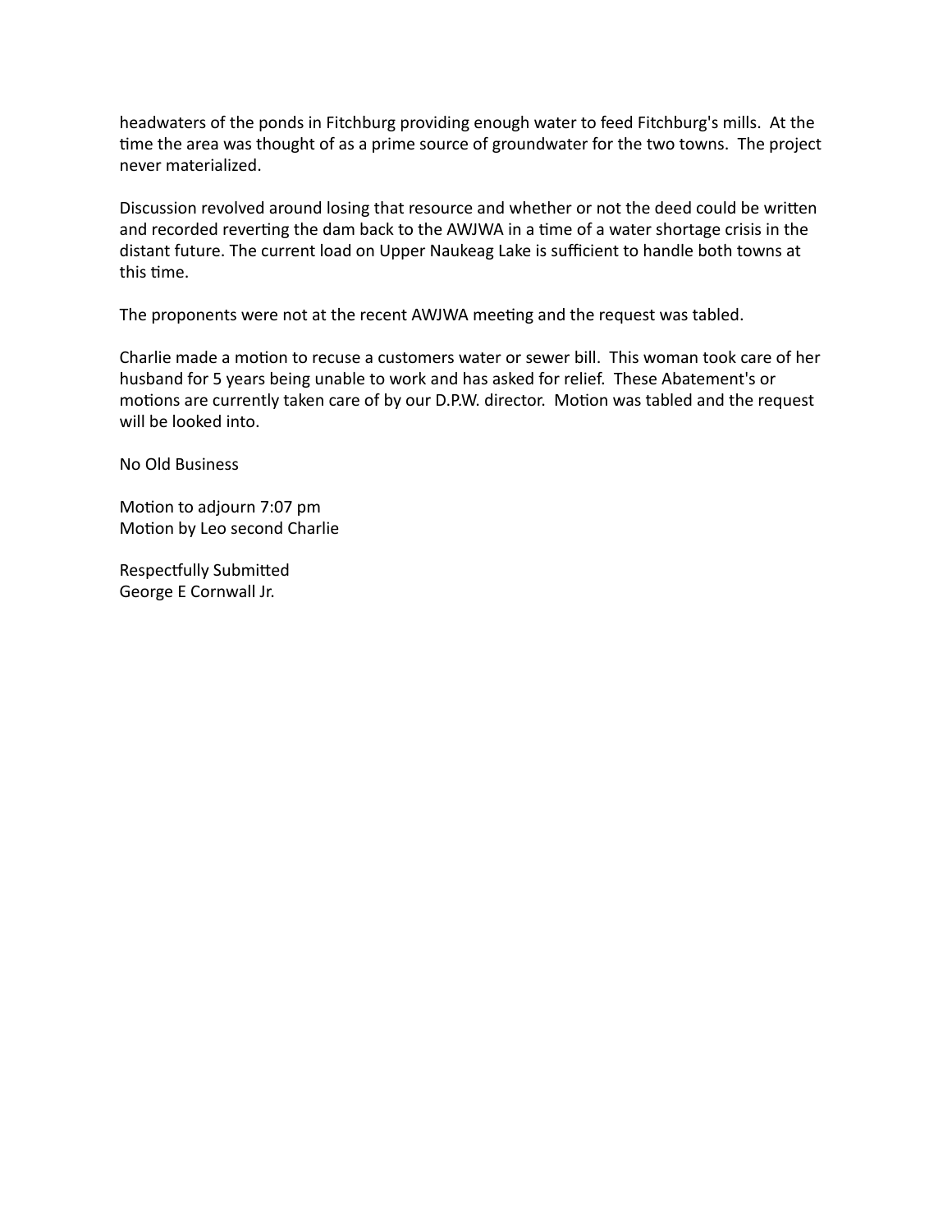headwaters of the ponds in Fitchburg providing enough water to feed Fitchburg's mills. At the time the area was thought of as a prime source of groundwater for the two towns. The project never materialized.

Discussion revolved around losing that resource and whether or not the deed could be written and recorded reverting the dam back to the AWJWA in a time of a water shortage crisis in the distant future. The current load on Upper Naukeag Lake is sufficient to handle both towns at this time.

The proponents were not at the recent AWJWA meeting and the request was tabled.

Charlie made a motion to recuse a customers water or sewer bill. This woman took care of her husband for 5 years being unable to work and has asked for relief. These Abatement's or motions are currently taken care of by our D.P.W. director. Motion was tabled and the request will be looked into.

No Old Business

Motion to adjourn 7:07 pm
Motion by Leo second Charlie

Respectfully Submitted
George E Cornwall Jr.